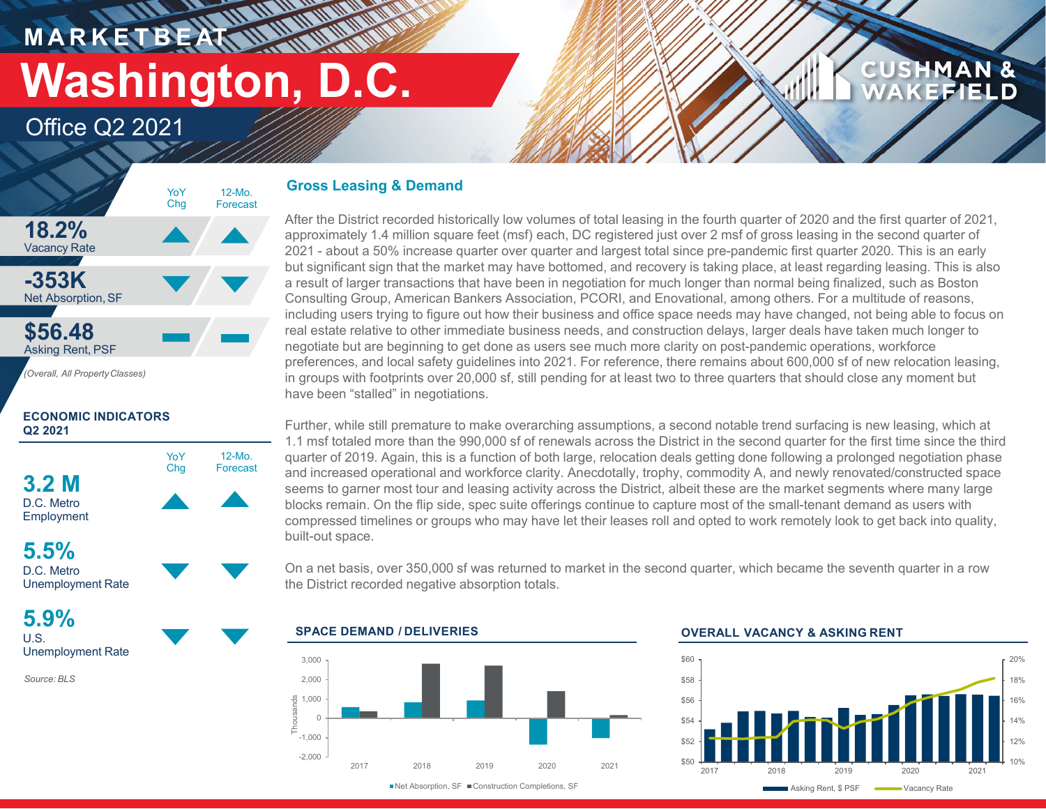MARKETBEAT

# Washington, D.C.

Office Q2 2021

CUSHMAN & WAKEFIELD

| | YoY Chg | 12-Mo. Forecast |
|---|---|---|
| **18.2%** Vacancy Rate | ▲ | ▲ |
| **-353K** Net Absorption, SF | ▼ | ▼ |
| **$56.48** Asking Rent, PSF | ▬ | ▬ |

*(Overall, All Property Classes)*

**ECONOMIC INDICATORS Q2 2021**

| | YoY Chg | 12-Mo. Forecast |
|---|---|---|
| **3.2 M** D.C. Metro Employment | ▲ | ▲ |
| **5.5%** D.C. Metro Unemployment Rate | ▼ | ▼ |
| **5.9%** U.S. Unemployment Rate | ▼ | ▼ |

*Source: BLS*

## Gross Leasing & Demand

After the District recorded historically low volumes of total leasing in the fourth quarter of 2020 and the first quarter of 2021, approximately 1.4 million square feet (msf) each, DC registered just over 2 msf of gross leasing in the second quarter of 2021 - about a 50% increase quarter over quarter and largest total since pre-pandemic first quarter 2020. This is an early but significant sign that the market may have bottomed, and recovery is taking place, at least regarding leasing. This is also a result of larger transactions that have been in negotiation for much longer than normal being finalized, such as Boston Consulting Group, American Bankers Association, PCORI, and Enovational, among others. For a multitude of reasons, including users trying to figure out how their business and office space needs may have changed, not being able to focus on real estate relative to other immediate business needs, and construction delays, larger deals have taken much longer to negotiate but are beginning to get done as users see much more clarity on post-pandemic operations, workforce preferences, and local safety guidelines into 2021. For reference, there remains about 600,000 sf of new relocation leasing, in groups with footprints over 20,000 sf, still pending for at least two to three quarters that should close any moment but have been "stalled" in negotiations.

Further, while still premature to make overarching assumptions, a second notable trend surfacing is new leasing, which at 1.1 msf totaled more than the 990,000 sf of renewals across the District in the second quarter for the first time since the third quarter of 2019. Again, this is a function of both large, relocation deals getting done following a prolonged negotiation phase and increased operational and workforce clarity. Anecdotally, trophy, commodity A, and newly renovated/constructed space seems to garner most tour and leasing activity across the District, albeit these are the market segments where many large blocks remain. On the flip side, spec suite offerings continue to capture most of the small-tenant demand as users with compressed timelines or groups who may have let their leases roll and opted to work remotely look to get back into quality, built-out space.

On a net basis, over 350,000 sf was returned to market in the second quarter, which became the seventh quarter in a row the District recorded negative absorption totals.

**SPACE DEMAND / DELIVERIES**

3,000
2,000
1,000
0
-1,000
-2,000
Thousands
2017 2018 2019 2020 2021
Net Absorption, SF Construction Completions, SF

**OVERALL VACANCY & ASKING RENT**

$60 $58 $56 $54 $52 $50
20% 18% 16% 14% 12% 10%
2017 2018 2019 2020 2021
Asking Rent, $ PSF Vacancy Rate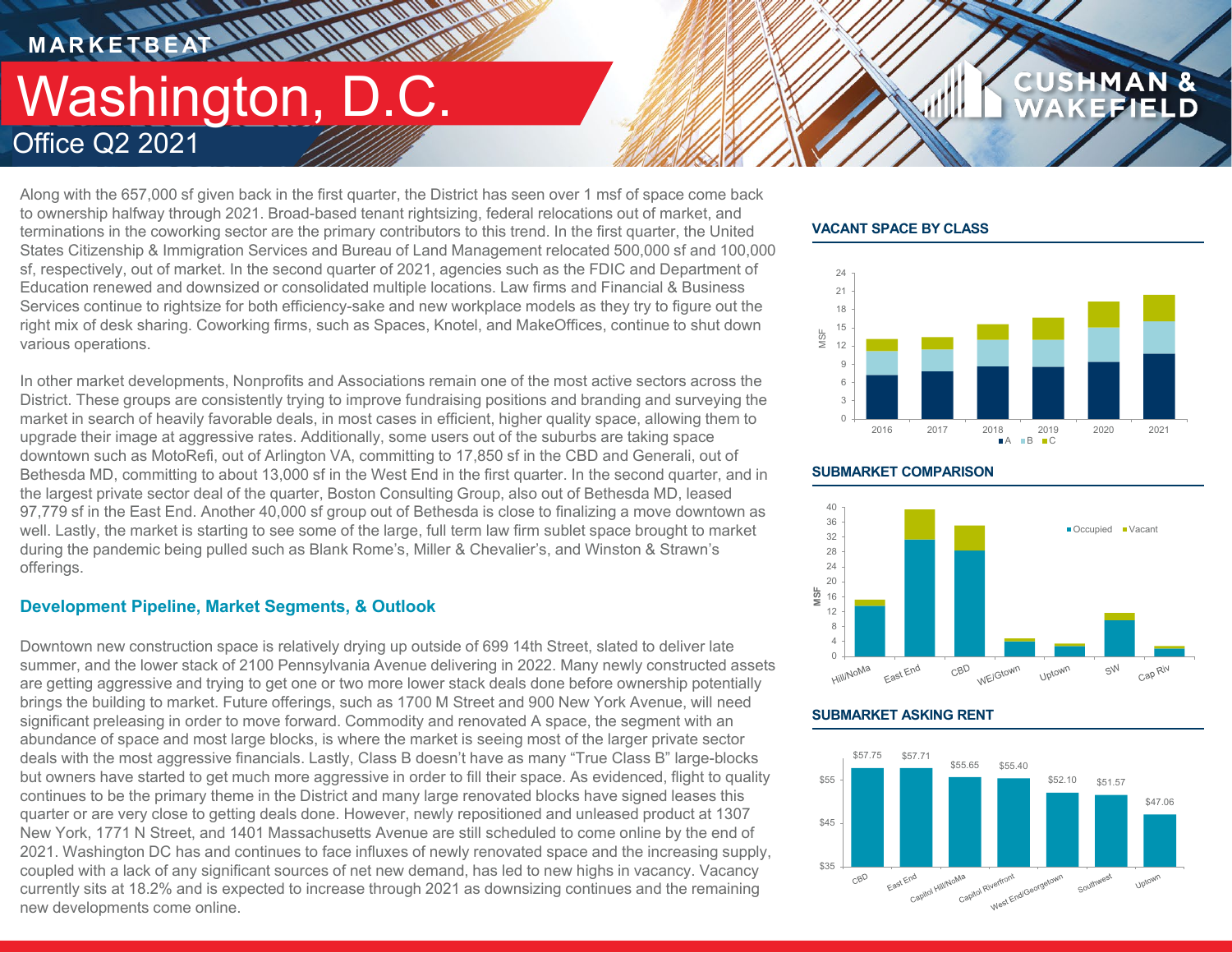# Washington, D.C.

## Office Q2 2021

Along with the 657,000 sf given back in the first quarter, the District has seen over 1 msf of space come back to ownership halfway through 2021. Broad-based tenant rightsizing, federal relocations out of market, and terminations in the coworking sector are the primary contributors to this trend. In the first quarter, the United States Citizenship & Immigration Services and Bureau of Land Management relocated 500,000 sf and 100,000 sf, respectively, out of market. In the second quarter of 2021, agencies such as the FDIC and Department of Education renewed and downsized or consolidated multiple locations. Law firms and Financial & Business Services continue to rightsize for both efficiency-sake and new workplace models as they try to figure out the right mix of desk sharing. Coworking firms, such as Spaces, Knotel, and MakeOffices, continue to shut down various operations.

In other market developments, Nonprofits and Associations remain one of the most active sectors across the District. These groups are consistently trying to improve fundraising positions and branding and surveying the market in search of heavily favorable deals, in most cases in efficient, higher quality space, allowing them to upgrade their image at aggressive rates. Additionally, some users out of the suburbs are taking space downtown such as MotoRefi, out of Arlington VA, committing to 17,850 sf in the CBD and Generali, out of Bethesda MD, committing to about 13,000 sf in the West End in the first quarter. In the second quarter, and in the largest private sector deal of the quarter, Boston Consulting Group, also out of Bethesda MD, leased 97,779 sf in the East End. Another 40,000 sf group out of Bethesda is close to finalizing a move downtown as well. Lastly, the market is starting to see some of the large, full term law firm sublet space brought to market during the pandemic being pulled such as Blank Rome's, Miller & Chevalier's, and Winston & Strawn's offerings.

### Development Pipeline, Market Segments, & Outlook

Downtown new construction space is relatively drying up outside of 699 14th Street, slated to deliver late summer, and the lower stack of 2100 Pennsylvania Avenue delivering in 2022. Many newly constructed assets are getting aggressive and trying to get one or two more lower stack deals done before ownership potentially brings the building to market. Future offerings, such as 1700 M Street and 900 New York Avenue, will need significant preleasing in order to move forward. Commodity and renovated A space, the segment with an abundance of space and most large blocks, is where the market is seeing most of the larger private sector deals with the most aggressive financials. Lastly, Class B doesn't have as many "True Class B" large-blocks but owners have started to get much more aggressive in order to fill their space. As evidenced, flight to quality continues to be the primary theme in the District and many large renovated blocks have signed leases this quarter or are very close to getting deals done. However, newly repositioned and unleased product at 1307 New York, 1771 N Street, and 1401 Massachusetts Avenue are still scheduled to come online by the end of 2021. Washington DC has and continues to face influxes of newly renovated space and the increasing supply, coupled with a lack of any significant sources of net new demand, has led to new highs in vacancy. Vacancy currently sits at 18.2% and is expected to increase through 2021 as downsizing continues and the remaining new developments come online.

### VACANT SPACE BY CLASS

MSF
0 3 6 9 12 15 18 21 24
2016 2017 2018 2019 2020 2021
A B C

### SUBMARKET COMPARISON

MSF
0 4 8 12 16 20 24 28 32 36 40
Occupied Vacant
Hill/NoMa East End CBD WE/Gtown Uptown SW Cap Riv

### SUBMARKET ASKING RENT

$35 $45 $55
$57.75 $57.71 $55.65 $55.40 $52.10 $51.57 $47.06
CBD East End Capitol Hill/NoMa Capitol Riverfront West End/Georgetown Southwest Uptown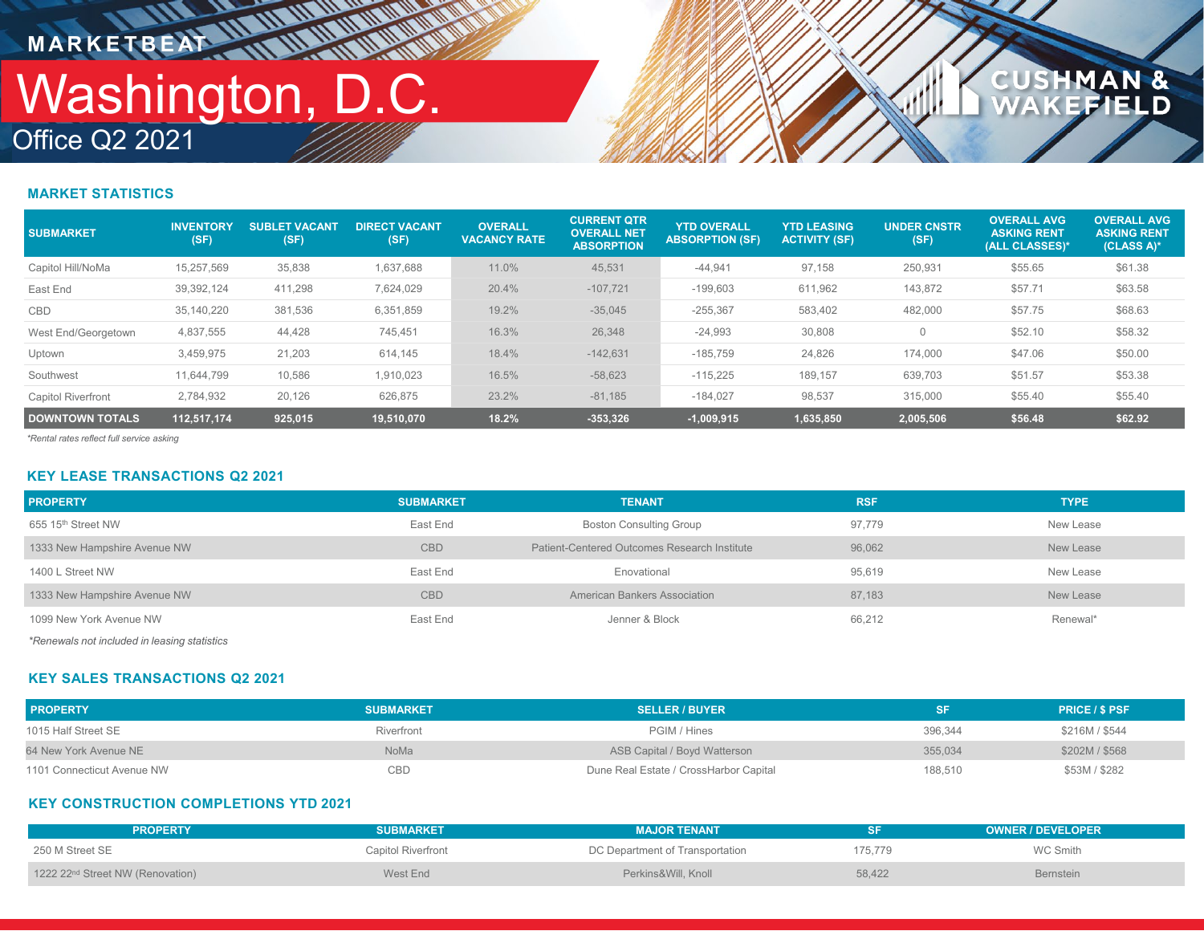MARKETBEAT

# Washington, D.C.

Office Q2 2021

CUSHMAN & WAKEFIELD

## MARKET STATISTICS

| SUBMARKET | INVENTORY (SF) | SUBLET VACANT (SF) | DIRECT VACANT (SF) | OVERALL VACANCY RATE | CURRENT QTR OVERALL NET ABSORPTION | YTD OVERALL ABSORPTION (SF) | YTD LEASING ACTIVITY (SF) | UNDER CNSTR (SF) | OVERALL AVG ASKING RENT (ALL CLASSES)* | OVERALL AVG ASKING RENT (CLASS A)* |
|---|---|---|---|---|---|---|---|---|---|---|
| Capitol Hill/NoMa | 15,257,569 | 35,838 | 1,637,688 | 11.0% | 45,531 | -44,941 | 97,158 | 250,931 | $55.65 | $61.38 |
| East End | 39,392,124 | 411,298 | 7,624,029 | 20.4% | -107,721 | -199,603 | 611,962 | 143,872 | $57.71 | $63.58 |
| CBD | 35,140,220 | 381,536 | 6,351,859 | 19.2% | -35,045 | -255,367 | 583,402 | 482,000 | $57.75 | $68.63 |
| West End/Georgetown | 4,837,555 | 44,428 | 745,451 | 16.3% | 26,348 | -24,993 | 30,808 | 0 | $52.10 | $58.32 |
| Uptown | 3,459,975 | 21,203 | 614,145 | 18.4% | -142,631 | -185,759 | 24,826 | 174,000 | $47.06 | $50.00 |
| Southwest | 11,644,799 | 10,586 | 1,910,023 | 16.5% | -58,623 | -115,225 | 189,157 | 639,703 | $51.57 | $53.38 |
| Capitol Riverfront | 2,784,932 | 20,126 | 626,875 | 23.2% | -81,185 | -184,027 | 98,537 | 315,000 | $55.40 | $55.40 |
| **DOWNTOWN TOTALS** | **112,517,174** | **925,015** | **19,510,070** | **18.2%** | **-353,326** | **-1,009,915** | **1,635,850** | **2,005,506** | **$56.48** | **$62.92** |

*Rental rates reflect full service asking*

## KEY LEASE TRANSACTIONS Q2 2021

| PROPERTY | SUBMARKET | TENANT | RSF | TYPE |
|---|---|---|---|---|
| 655 15th Street NW | East End | Boston Consulting Group | 97,779 | New Lease |
| 1333 New Hampshire Avenue NW | CBD | Patient-Centered Outcomes Research Institute | 96,062 | New Lease |
| 1400 L Street NW | East End | Enovational | 95,619 | New Lease |
| 1333 New Hampshire Avenue NW | CBD | American Bankers Association | 87,183 | New Lease |
| 1099 New York Avenue NW | East End | Jenner & Block | 66,212 | Renewal* |

*Renewals not included in leasing statistics*

## KEY SALES TRANSACTIONS Q2 2021

| PROPERTY | SUBMARKET | SELLER / BUYER | SF | PRICE / $ PSF |
|---|---|---|---|---|
| 1015 Half Street SE | Riverfront | PGIM / Hines | 396,344 | $216M / $544 |
| 64 New York Avenue NE | NoMa | ASB Capital / Boyd Watterson | 355,034 | $202M / $568 |
| 1101 Connecticut Avenue NW | CBD | Dune Real Estate / CrossHarbor Capital | 188,510 | $53M / $282 |

## KEY CONSTRUCTION COMPLETIONS YTD 2021

| PROPERTY | SUBMARKET | MAJOR TENANT | SF | OWNER / DEVELOPER |
|---|---|---|---|---|
| 250 M Street SE | Capitol Riverfront | DC Department of Transportation | 175,779 | WC Smith |
| 1222 22nd Street NW (Renovation) | West End | Perkins&Will, Knoll | 58,422 | Bernstein |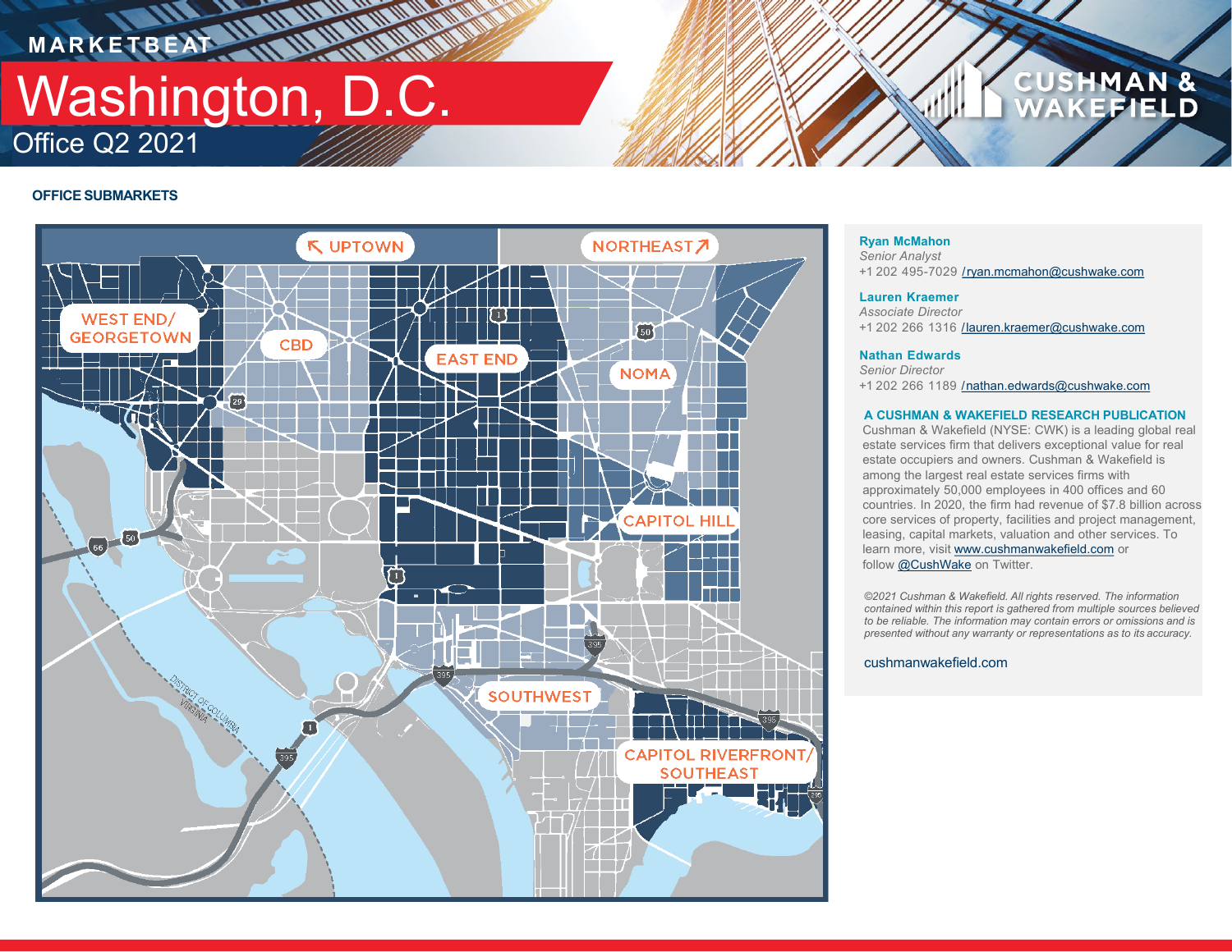MARKETBEAT

# Washington, D.C.

Office Q2 2021

### OFFICE SUBMARKETS

UPTOWN
NORTHEAST
WEST END/ GEORGETOWN
CBD
EAST END
NOMA
CAPITOL HILL
SOUTHWEST
CAPITOL RIVERFRONT/ SOUTHEAST

**Ryan McMahon**
*Senior Analyst*
+1 202 495-7029 /ryan.mcmahon@cushwake.com

**Lauren Kraemer**
*Associate Director*
+1 202 266 1316 /lauren.kraemer@cushwake.com

**Nathan Edwards**
*Senior Director*
+1 202 266 1189 /nathan.edwards@cushwake.com

**A CUSHMAN & WAKEFIELD RESEARCH PUBLICATION**

Cushman & Wakefield (NYSE: CWK) is a leading global real estate services firm that delivers exceptional value for real estate occupiers and owners. Cushman & Wakefield is among the largest real estate services firms with approximately 50,000 employees in 400 offices and 60 countries. In 2020, the firm had revenue of $7.8 billion across core services of property, facilities and project management, leasing, capital markets, valuation and other services. To learn more, visit www.cushmanwakefield.com or follow @CushWake on Twitter.

*©2021 Cushman & Wakefield. All rights reserved. The information contained within this report is gathered from multiple sources believed to be reliable. The information may contain errors or omissions and is presented without any warranty or representations as to its accuracy.*

cushmanwakefield.com